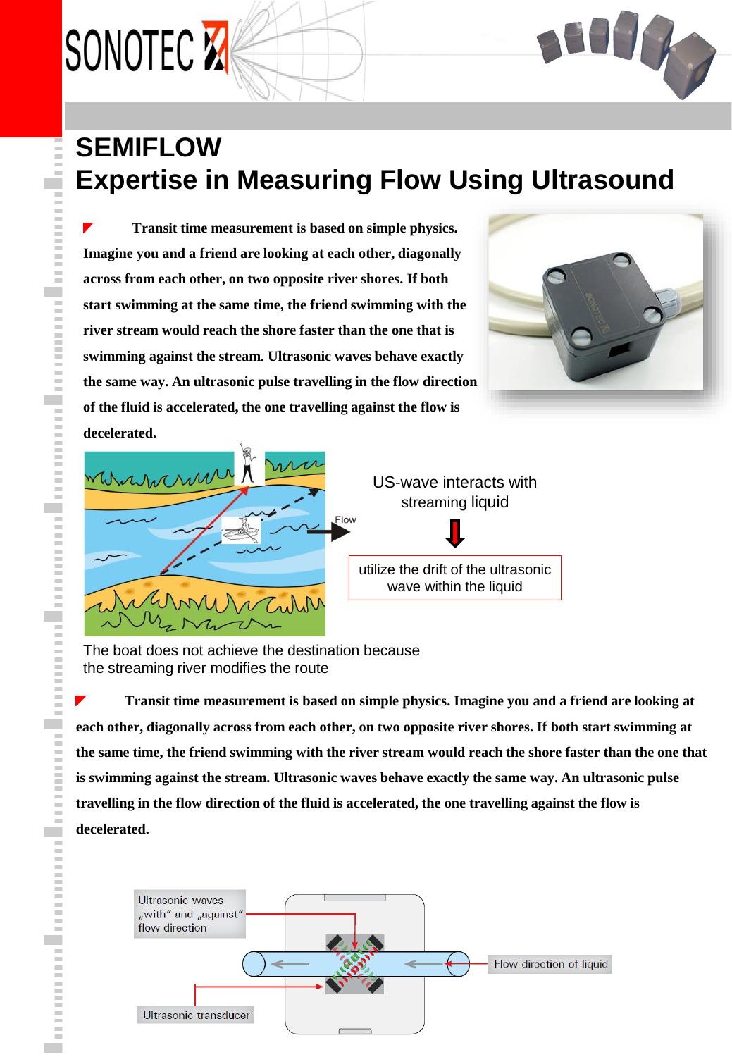# SEMIFLOW

# Expertise in Measuring Flow Using Ultrasound

**Transit time measurement is based on simple physics. Imagine you and a friend are looking at each other, diagonally across from each other, on two opposite river shores. If both start swimming at the same time, the friend swimming with the river stream would reach the shore faster than the one that is swimming against the stream. Ultrasonic waves behave exactly the same way. An ultrasonic pulse travelling in the flow direction of the fluid is accelerated, the one travelling against the flow is decelerated.**

Flow

US-wave interacts with streaming liquid

utilize the drift of the ultrasonic wave within the liquid

The boat does not achieve the destination because the streaming river modifies the route

**Transit time measurement is based on simple physics. Imagine you and a friend are looking at each other, diagonally across from each other, on two opposite river shores. If both start swimming at the same time, the friend swimming with the river stream would reach the shore faster than the one that is swimming against the stream. Ultrasonic waves behave exactly the same way. An ultrasonic pulse travelling in the flow direction of the fluid is accelerated, the one travelling against the flow is decelerated.**

Ultrasonic waves „with" and „against" flow direction

Flow direction of liquid

Ultrasonic transducer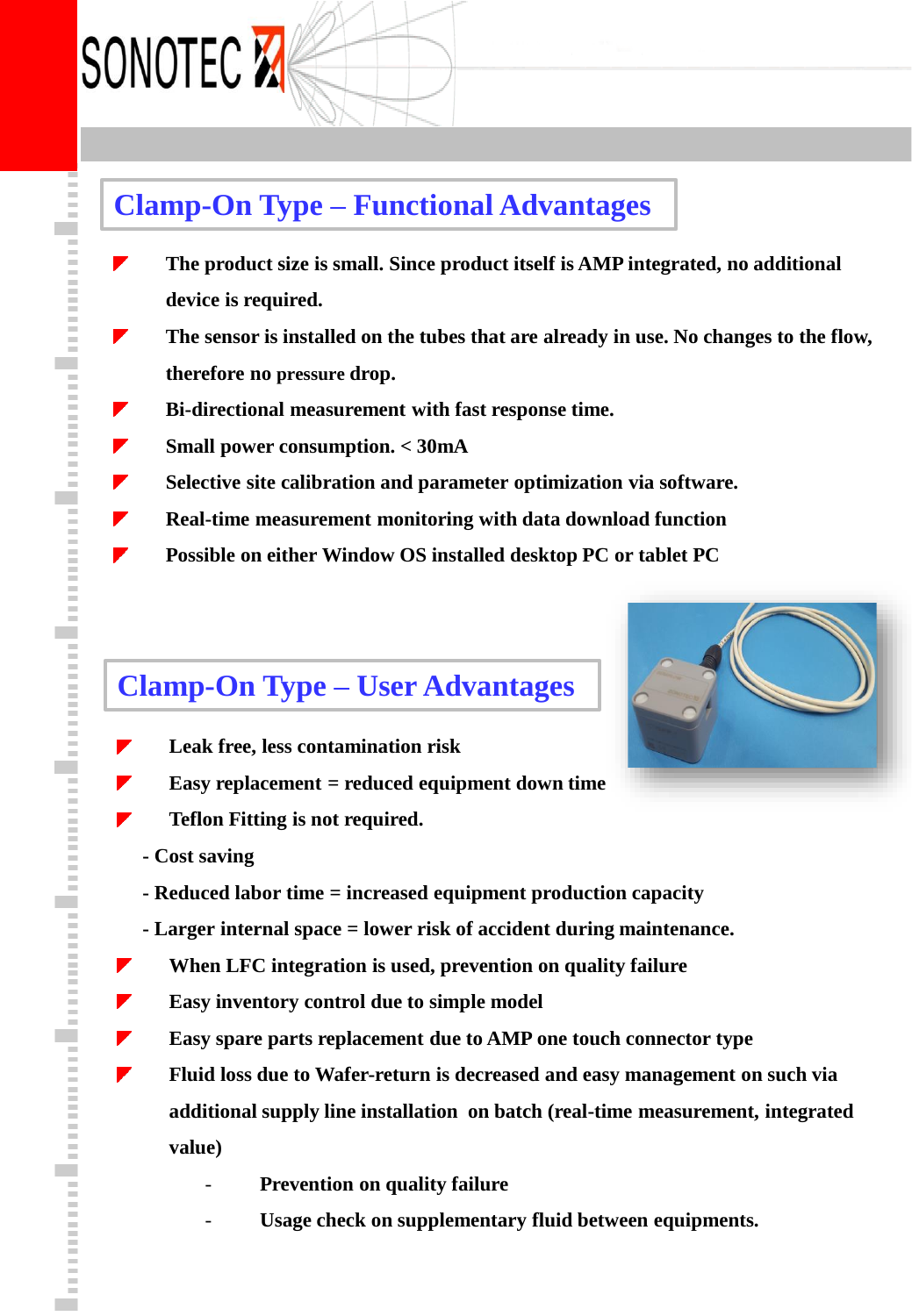## Clamp-On Type – Functional Advantages

- **The product size is small. Since product itself is AMP integrated, no additional device is required.**
- **The sensor is installed on the tubes that are already in use. No changes to the flow, therefore no pressure drop.**
- **Bi-directional measurement with fast response time.**
- **Small power consumption. < 30mA**
- **Selective site calibration and parameter optimization via software.**
- **Real-time measurement monitoring with data download function**
- **Possible on either Window OS installed desktop PC or tablet PC**

## Clamp-On Type – User Advantages

- **Leak free, less contamination risk**
- **Easy replacement = reduced equipment down time**
- **Teflon Fitting is not required.**

  **- Cost saving**

  **- Reduced labor time = increased equipment production capacity**

  **- Larger internal space = lower risk of accident during maintenance.**
- **When LFC integration is used, prevention on quality failure**
- **Easy inventory control due to simple model**
- **Easy spare parts replacement due to AMP one touch connector type**
- **Fluid loss due to Wafer-return is decreased and easy management on such via additional supply line installation on batch (real-time measurement, integrated value)**
  - **Prevention on quality failure**
  - **Usage check on supplementary fluid between equipments.**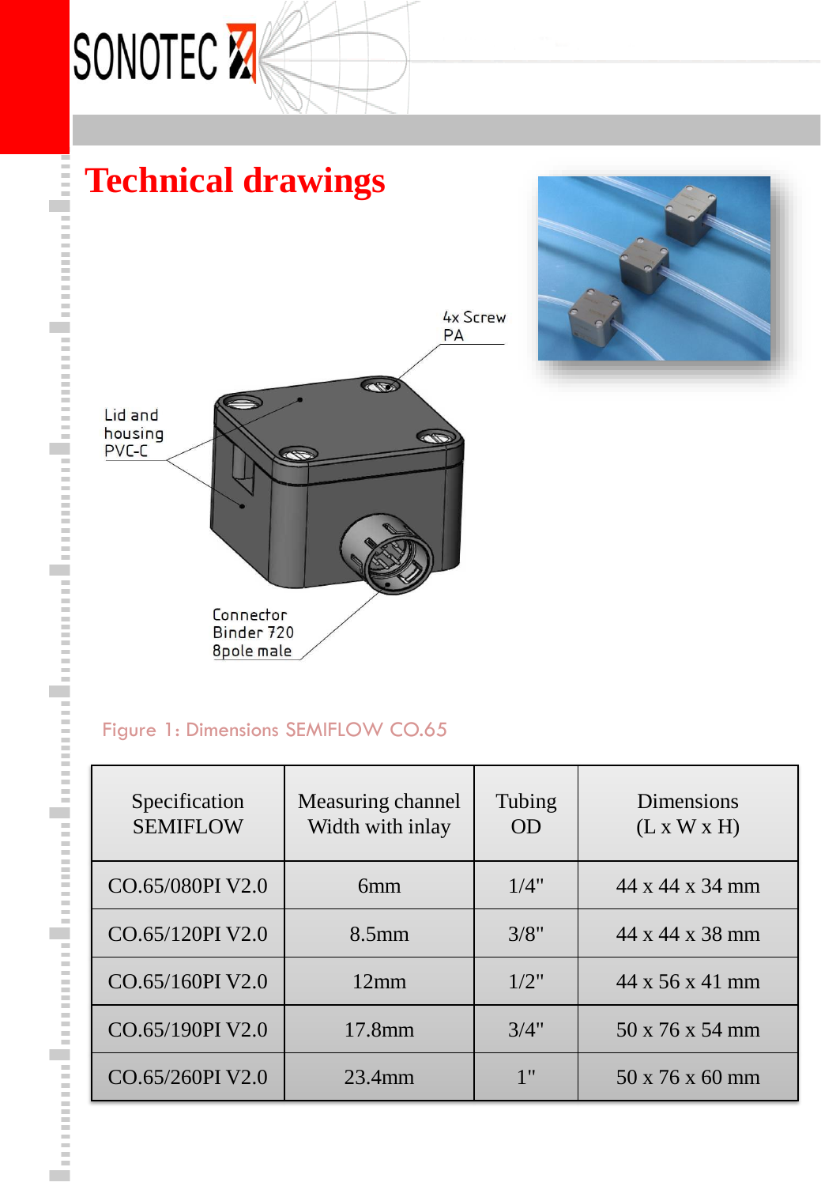# Technical drawings

4x Screw
PA

Lid and
housing
PVC-C

Connector
Binder 720
8pole male

Figure 1: Dimensions SEMIFLOW CO.65

| Specification SEMIFLOW | Measuring channel Width with inlay | Tubing OD | Dimensions (L x W x H) |
|---|---|---|---|
| CO.65/080PI V2.0 | 6mm | 1/4" | 44 x 44 x 34 mm |
| CO.65/120PI V2.0 | 8.5mm | 3/8" | 44 x 44 x 38 mm |
| CO.65/160PI V2.0 | 12mm | 1/2" | 44 x 56 x 41 mm |
| CO.65/190PI V2.0 | 17.8mm | 3/4" | 50 x 76 x 54 mm |
| CO.65/260PI V2.0 | 23.4mm | 1" | 50 x 76 x 60 mm |